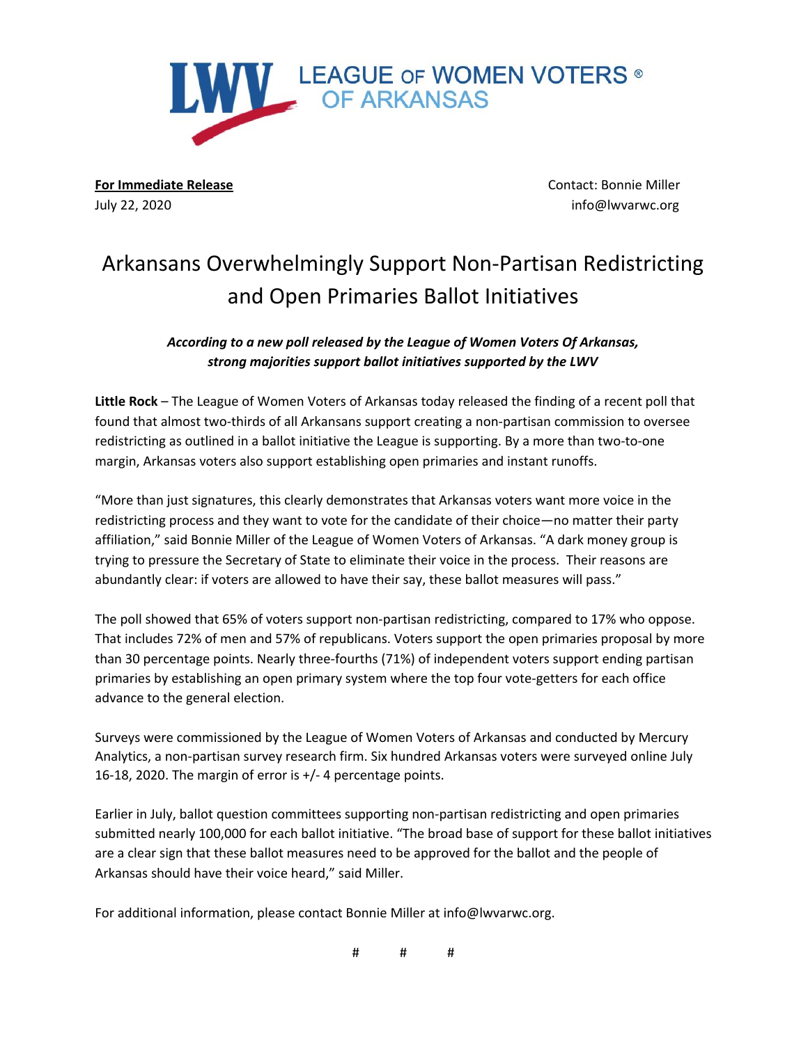LWV LEAGUE OF WOMEN VOTERS® OF ARKANSAS

**For Immediate Release**
July 22, 2020

Contact: Bonnie Miller
info@lwvarwc.org

# Arkansans Overwhelmingly Support Non-Partisan Redistricting and Open Primaries Ballot Initiatives

***According to a new poll released by the League of Women Voters Of Arkansas, strong majorities support ballot initiatives supported by the LWV***

**Little Rock** – The League of Women Voters of Arkansas today released the finding of a recent poll that found that almost two-thirds of all Arkansans support creating a non-partisan commission to oversee redistricting as outlined in a ballot initiative the League is supporting. By a more than two-to-one margin, Arkansas voters also support establishing open primaries and instant runoffs.

"More than just signatures, this clearly demonstrates that Arkansas voters want more voice in the redistricting process and they want to vote for the candidate of their choice—no matter their party affiliation," said Bonnie Miller of the League of Women Voters of Arkansas. "A dark money group is trying to pressure the Secretary of State to eliminate their voice in the process. Their reasons are abundantly clear: if voters are allowed to have their say, these ballot measures will pass."

The poll showed that 65% of voters support non-partisan redistricting, compared to 17% who oppose. That includes 72% of men and 57% of republicans. Voters support the open primaries proposal by more than 30 percentage points. Nearly three-fourths (71%) of independent voters support ending partisan primaries by establishing an open primary system where the top four vote-getters for each office advance to the general election.

Surveys were commissioned by the League of Women Voters of Arkansas and conducted by Mercury Analytics, a non-partisan survey research firm. Six hundred Arkansas voters were surveyed online July 16-18, 2020. The margin of error is +/- 4 percentage points.

Earlier in July, ballot question committees supporting non-partisan redistricting and open primaries submitted nearly 100,000 for each ballot initiative. "The broad base of support for these ballot initiatives are a clear sign that these ballot measures need to be approved for the ballot and the people of Arkansas should have their voice heard," said Miller.

For additional information, please contact Bonnie Miller at info@lwvarwc.org.

# # #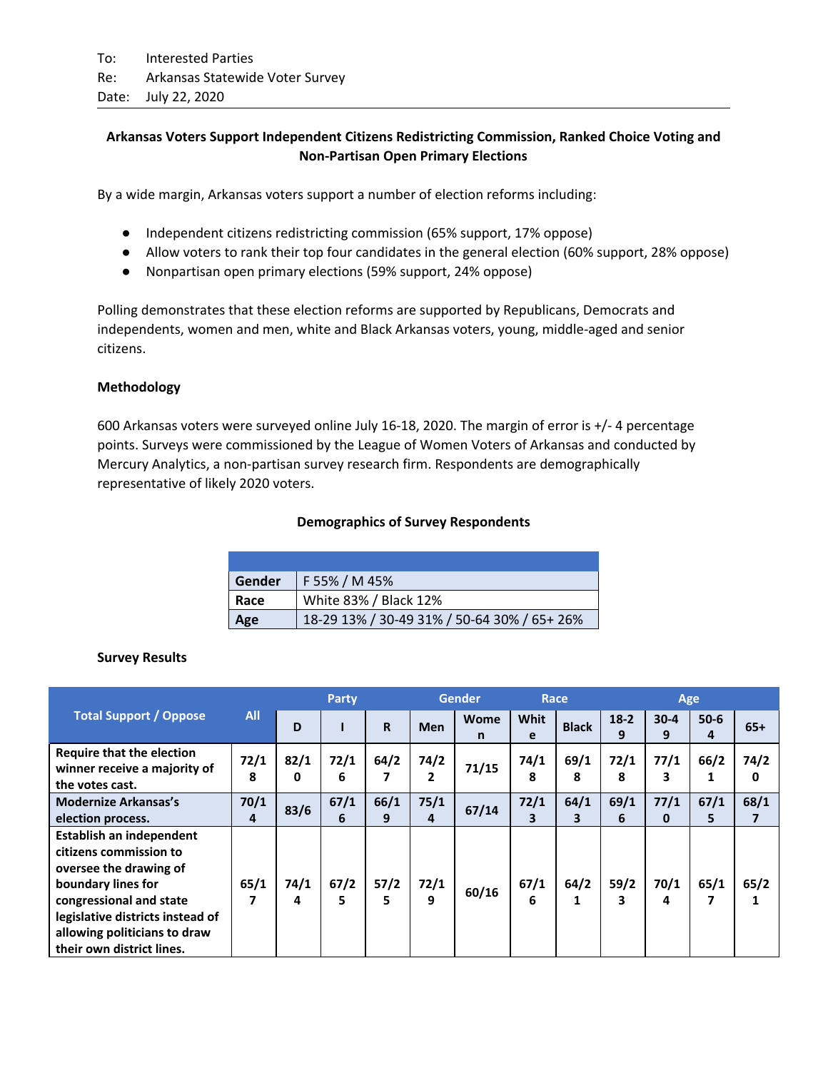To: Interested Parties
Re: Arkansas Statewide Voter Survey
Date: July 22, 2020

**Arkansas Voters Support Independent Citizens Redistricting Commission, Ranked Choice Voting and Non-Partisan Open Primary Elections**

By a wide margin, Arkansas voters support a number of election reforms including:

- Independent citizens redistricting commission (65% support, 17% oppose)
- Allow voters to rank their top four candidates in the general election (60% support, 28% oppose)
- Nonpartisan open primary elections (59% support, 24% oppose)

Polling demonstrates that these election reforms are supported by Republicans, Democrats and independents, women and men, white and Black Arkansas voters, young, middle-aged and senior citizens.

### Methodology

600 Arkansas voters were surveyed online July 16-18, 2020. The margin of error is +/- 4 percentage points. Surveys were commissioned by the League of Women Voters of Arkansas and conducted by Mercury Analytics, a non-partisan survey research firm. Respondents are demographically representative of likely 2020 voters.

**Demographics of Survey Respondents**

| | |
|---|---|
| **Gender** | F 55% / M 45% |
| **Race** | White 83% / Black 12% |
| **Age** | 18-29 13% / 30-49 31% / 50-64 30% / 65+ 26% |

### Survey Results

| Total Support / Oppose | All | Party | | | Gender | | Race | | Age | | | |
|---|---|---|---|---|---|---|---|---|---|---|---|---|
| | | D | I | R | Men | Women | White | Black | 18-29 | 30-49 | 50-64 | 65+ |
| **Require that the election winner receive a majority of the votes cast.** | 72/18 | 82/10 | 72/16 | 64/27 | 74/22 | 71/15 | 74/18 | 69/18 | 72/18 | 77/13 | 66/21 | 74/20 |
| **Modernize Arkansas's election process.** | 70/14 | 83/6 | 67/16 | 66/19 | 75/14 | 67/14 | 72/13 | 64/13 | 69/16 | 77/10 | 67/15 | 68/17 |
| **Establish an independent citizens commission to oversee the drawing of boundary lines for congressional and state legislative districts instead of allowing politicians to draw their own district lines.** | 65/17 | 74/14 | 67/25 | 57/25 | 72/19 | 60/16 | 67/16 | 64/21 | 59/23 | 70/14 | 65/17 | 65/21 |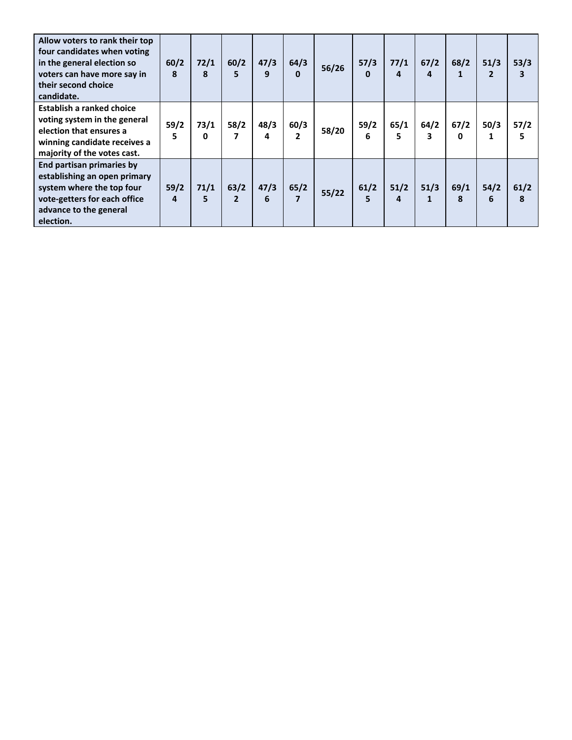| | | | | | | | | | | | | |
|---|---|---|---|---|---|---|---|---|---|---|---|---|
| **Allow voters to rank their top four candidates when voting in the general election so voters can have more say in their second choice candidate.** | **60/28** | **72/18** | **60/25** | **47/39** | **64/30** | **56/26** | **57/30** | **77/14** | **67/24** | **68/21** | **51/32** | **53/33** |
| **Establish a ranked choice voting system in the general election that ensures a winning candidate receives a majority of the votes cast.** | **59/25** | **73/10** | **58/27** | **48/34** | **60/32** | **58/20** | **59/26** | **65/15** | **64/23** | **67/20** | **50/31** | **57/25** |
| **End partisan primaries by establishing an open primary system where the top four vote-getters for each office advance to the general election.** | **59/24** | **71/15** | **63/22** | **47/36** | **65/27** | **55/22** | **61/25** | **51/24** | **51/31** | **69/18** | **54/26** | **61/28** |